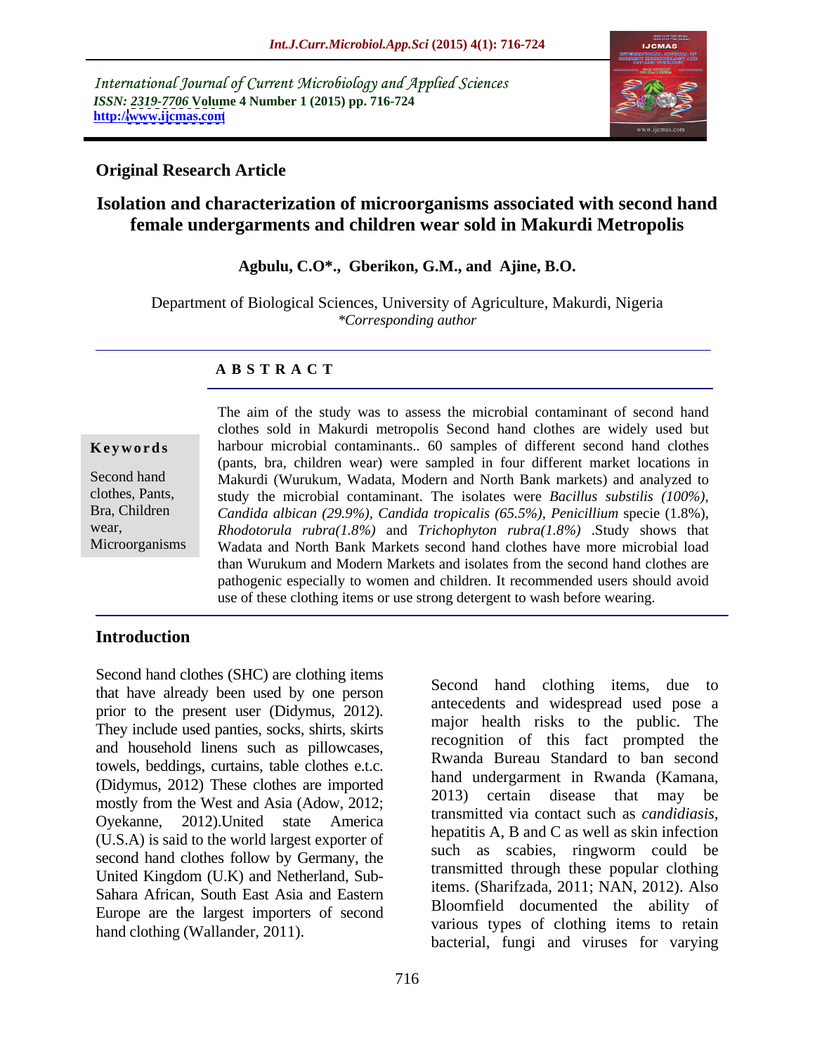International Journal of Current Microbiology and Applied Sciences
*ISSN: 2319-7706* **Volume 4 Number 1 (2015) pp. 716-724**
**http://www.ijcmas.com**

**Original Research Article**

# Isolation and characterization of microorganisms associated with second hand female undergarments and children wear sold in Makurdi Metropolis

**Agbulu, C.O\*., Gberikon, G.M., and Ajine, B.O.**

Department of Biological Sciences, University of Agriculture, Makurdi, Nigeria
*\*Corresponding author*

## A B S T R A C T

**Keywords**

Second hand clothes, Pants, Bra, Children wear, Microorganisms

The aim of the study was to assess the microbial contaminant of second hand clothes sold in Makurdi metropolis Second hand clothes are widely used but harbour microbial contaminants.. 60 samples of different second hand clothes (pants, bra, children wear) were sampled in four different market locations in Makurdi (Wurukum, Wadata, Modern and North Bank markets) and analyzed to study the microbial contaminant. The isolates were *Bacillus substilis (100%), Candida albican (29.9%), Candida tropicalis (65.5%), Penicillium* specie (1.8%), *Rhodotorula rubra(1.8%)* and *Trichophyton rubra(1.8%)* .Study shows that Wadata and North Bank Markets second hand clothes have more microbial load than Wurukum and Modern Markets and isolates from the second hand clothes are pathogenic especially to women and children. It recommended users should avoid use of these clothing items or use strong detergent to wash before wearing.

## Introduction

Second hand clothes (SHC) are clothing items that have already been used by one person prior to the present user (Didymus, 2012). They include used panties, socks, shirts, skirts and household linens such as pillowcases, towels, beddings, curtains, table clothes e.t.c. (Didymus, 2012) These clothes are imported mostly from the West and Asia (Adow, 2012; Oyekanne, 2012).United state America (U.S.A) is said to the world largest exporter of second hand clothes follow by Germany, the United Kingdom (U.K) and Netherland, Sub-Sahara African, South East Asia and Eastern Europe are the largest importers of second hand clothing (Wallander, 2011).

Second hand clothing items, due to antecedents and widespread used pose a major health risks to the public. The recognition of this fact prompted the Rwanda Bureau Standard to ban second hand undergarment in Rwanda (Kamana, 2013) certain disease that may be transmitted via contact such as *candidiasis*, hepatitis A, B and C as well as skin infection such as scabies, ringworm could be transmitted through these popular clothing items. (Sharifzada, 2011; NAN, 2012). Also Bloomfield documented the ability of various types of clothing items to retain bacterial, fungi and viruses for varying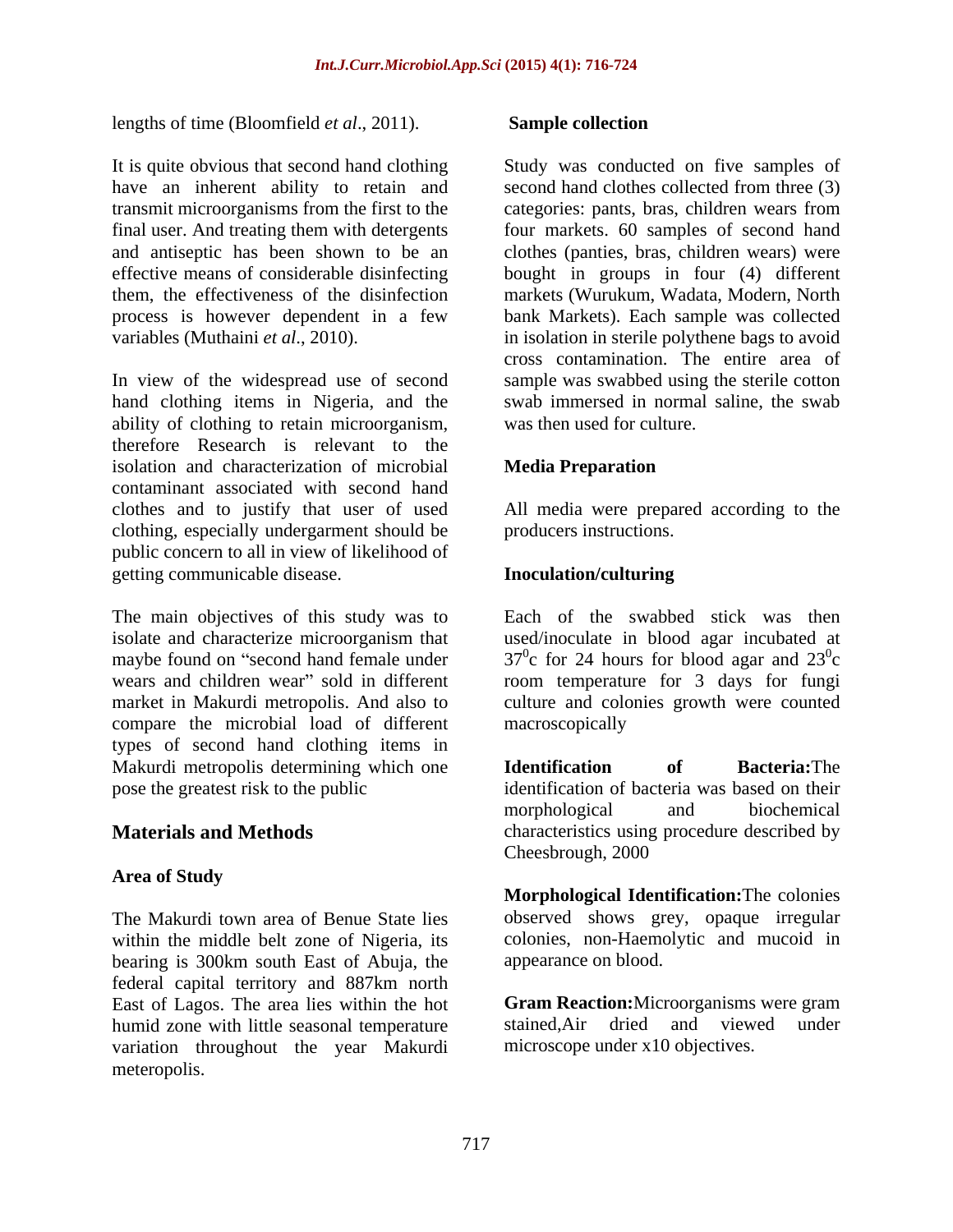lengths of time (Bloomfield *et al*., 2011).

It is quite obvious that second hand clothing have an inherent ability to retain and transmit microorganisms from the first to the final user. And treating them with detergents and antiseptic has been shown to be an effective means of considerable disinfecting them, the effectiveness of the disinfection process is however dependent in a few variables (Muthaini *et al*., 2010).

In view of the widespread use of second hand clothing items in Nigeria, and the ability of clothing to retain microorganism, therefore Research is relevant to the isolation and characterization of microbial contaminant associated with second hand clothes and to justify that user of used clothing, especially undergarment should be public concern to all in view of likelihood of getting communicable disease.

The main objectives of this study was to isolate and characterize microorganism that maybe found on "second hand female under wears and children wear" sold in different market in Makurdi metropolis. And also to compare the microbial load of different types of second hand clothing items in Makurdi metropolis determining which one pose the greatest risk to the public

## Materials and Methods

### Area of Study

The Makurdi town area of Benue State lies within the middle belt zone of Nigeria, its bearing is 300km south East of Abuja, the federal capital territory and 887km north East of Lagos. The area lies within the hot humid zone with little seasonal temperature variation throughout the year Makurdi meteropolis.

### Sample collection

Study was conducted on five samples of second hand clothes collected from three (3) categories: pants, bras, children wears from four markets. 60 samples of second hand clothes (panties, bras, children wears) were bought in groups in four (4) different markets (Wurukum, Wadata, Modern, North bank Markets). Each sample was collected in isolation in sterile polythene bags to avoid cross contamination. The entire area of sample was swabbed using the sterile cotton swab immersed in normal saline, the swab was then used for culture.

### Media Preparation

All media were prepared according to the producers instructions.

### Inoculation/culturing

Each of the swabbed stick was then used/inoculate in blood agar incubated at $37^0$c for 24 hours for blood agar and $23^0$c room temperature for 3 days for fungi culture and colonies growth were counted macroscopically

**Identification of Bacteria:** The identification of bacteria was based on their morphological and biochemical characteristics using procedure described by Cheesbrough, 2000

**Morphological Identification:** The colonies observed shows grey, opaque irregular colonies, non-Haemolytic and mucoid in appearance on blood.

**Gram Reaction:** Microorganisms were gram stained,Air dried and viewed under microscope under x10 objectives.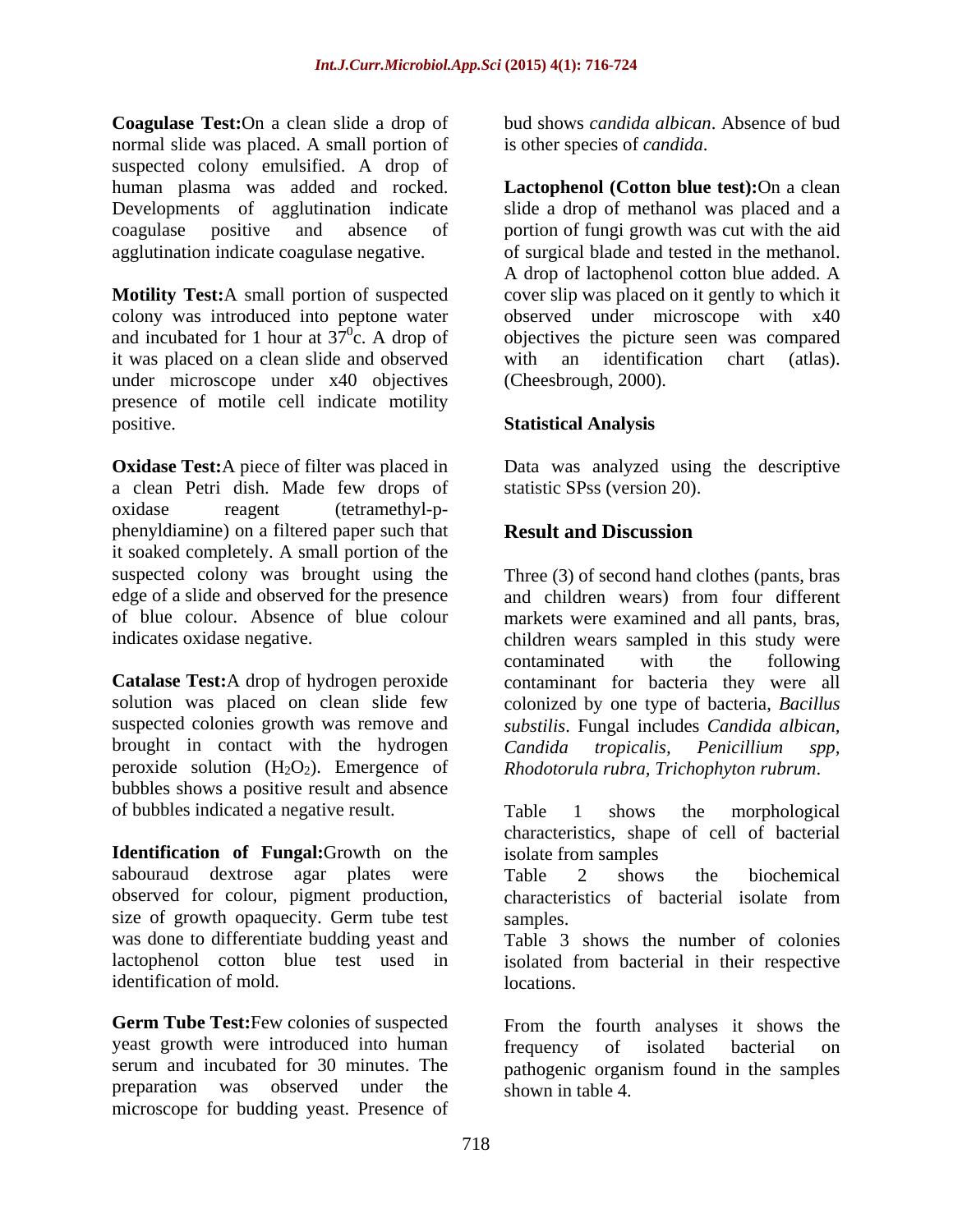**Coagulase Test:** On a clean slide a drop of normal slide was placed. A small portion of suspected colony emulsified. A drop of human plasma was added and rocked. Developments of agglutination indicate coagulase positive and absence of agglutination indicate coagulase negative.

**Motility Test:** A small portion of suspected colony was introduced into peptone water and incubated for 1 hour at $37^0$c. A drop of it was placed on a clean slide and observed under microscope under x40 objectives presence of motile cell indicate motility positive.

**Oxidase Test:** A piece of filter was placed in a clean Petri dish. Made few drops of oxidase reagent (tetramethyl-p-phenyldiamine) on a filtered paper such that it soaked completely. A small portion of the suspected colony was brought using the edge of a slide and observed for the presence of blue colour. Absence of blue colour indicates oxidase negative.

**Catalase Test:** A drop of hydrogen peroxide solution was placed on clean slide few suspected colonies growth was remove and brought in contact with the hydrogen peroxide solution ($H_2O_2$). Emergence of bubbles shows a positive result and absence of bubbles indicated a negative result.

**Identification of Fungal:** Growth on the sabouraud dextrose agar plates were observed for colour, pigment production, size of growth opaquecity. Germ tube test was done to differentiate budding yeast and lactophenol cotton blue test used in identification of mold.

**Germ Tube Test:** Few colonies of suspected yeast growth were introduced into human serum and incubated for 30 minutes. The preparation was observed under the microscope for budding yeast. Presence of bud shows *candida albican*. Absence of bud is other species of *candida*.

**Lactophenol (Cotton blue test):** On a clean slide a drop of methanol was placed and a portion of fungi growth was cut with the aid of surgical blade and tested in the methanol. A drop of lactophenol cotton blue added. A cover slip was placed on it gently to which it observed under microscope with x40 objectives the picture seen was compared with an identification chart (atlas). (Cheesbrough, 2000).

## Statistical Analysis

Data was analyzed using the descriptive statistic SPss (version 20).

# Result and Discussion

Three (3) of second hand clothes (pants, bras and children wears) from four different markets were examined and all pants, bras, children wears sampled in this study were contaminated with the following contaminant for bacteria they were all colonized by one type of bacteria, *Bacillus substilis*. Fungal includes *Candida albican, Candida tropicalis, Penicillium spp, Rhodotorula rubra, Trichophyton rubrum*.

Table 1 shows the morphological characteristics, shape of cell of bacterial isolate from samples

Table 2 shows the biochemical characteristics of bacterial isolate from samples.

Table 3 shows the number of colonies isolated from bacterial in their respective locations.

From the fourth analyses it shows the frequency of isolated bacterial on pathogenic organism found in the samples shown in table 4.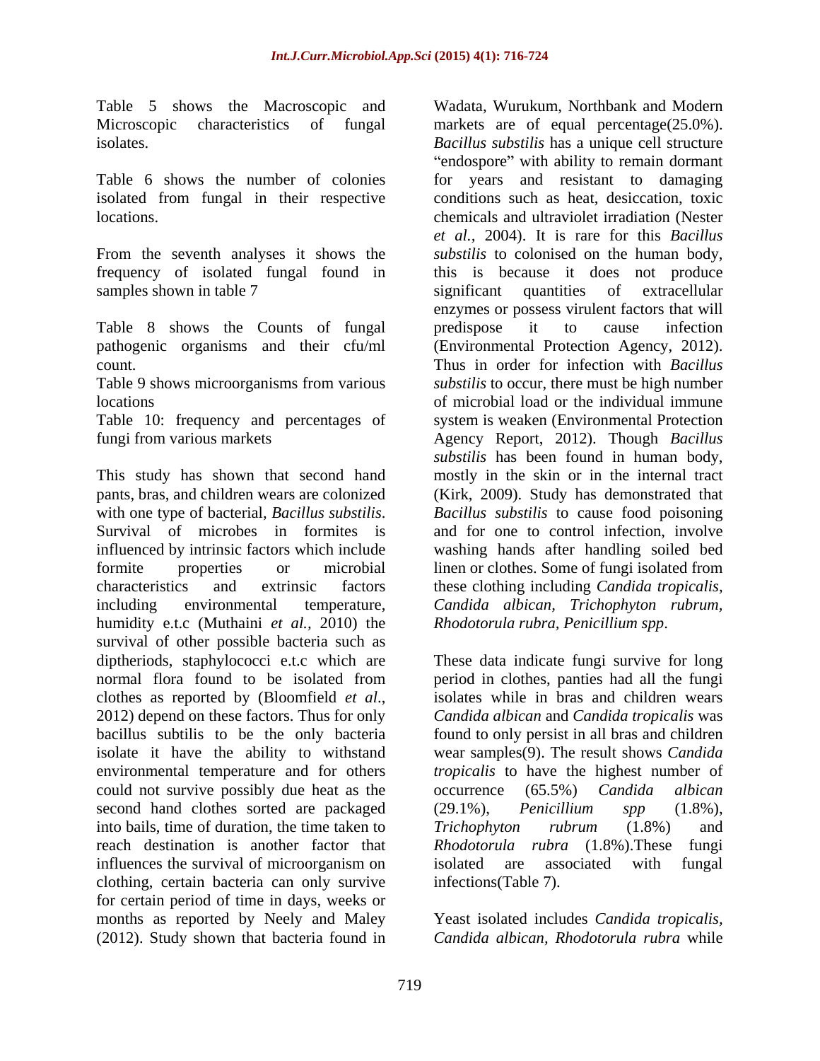Table 5 shows the Macroscopic and Microscopic characteristics of fungal isolates.

Table 6 shows the number of colonies isolated from fungal in their respective locations.

From the seventh analyses it shows the frequency of isolated fungal found in samples shown in table 7

Table 8 shows the Counts of fungal pathogenic organisms and their cfu/ml count.

Table 9 shows microorganisms from various locations

Table 10: frequency and percentages of fungi from various markets

This study has shown that second hand pants, bras, and children wears are colonized with one type of bacterial, *Bacillus substilis*. Survival of microbes in formites is influenced by intrinsic factors which include formite properties or microbial characteristics and extrinsic factors including environmental temperature, humidity e.t.c (Muthaini *et al.,* 2010) the survival of other possible bacteria such as diptheriods, staphylococci e.t.c which are normal flora found to be isolated from clothes as reported by (Bloomfield *et al.*, 2012) depend on these factors. Thus for only bacillus subtilis to be the only bacteria isolate it have the ability to withstand environmental temperature and for others could not survive possibly due heat as the second hand clothes sorted are packaged into bails, time of duration, the time taken to reach destination is another factor that influences the survival of microorganism on clothing, certain bacteria can only survive for certain period of time in days, weeks or months as reported by Neely and Maley (2012). Study shown that bacteria found in Wadata, Wurukum, Northbank and Modern markets are of equal percentage(25.0%). *Bacillus substilis* has a unique cell structure "endospore" with ability to remain dormant for years and resistant to damaging conditions such as heat, desiccation, toxic chemicals and ultraviolet irradiation (Nester *et al.*, 2004). It is rare for this *Bacillus substilis* to colonised on the human body, this is because it does not produce significant quantities of extracellular enzymes or possess virulent factors that will predispose it to cause infection (Environmental Protection Agency, 2012). Thus in order for infection with *Bacillus substilis* to occur, there must be high number of microbial load or the individual immune system is weaken (Environmental Protection Agency Report, 2012). Though *Bacillus substilis* has been found in human body, mostly in the skin or in the internal tract (Kirk, 2009). Study has demonstrated that *Bacillus substilis* to cause food poisoning and for one to control infection, involve washing hands after handling soiled bed linen or clothes. Some of fungi isolated from these clothing including *Candida tropicalis, Candida albican, Trichophyton rubrum, Rhodotorula rubra, Penicillium spp*.

These data indicate fungi survive for long period in clothes, panties had all the fungi isolates while in bras and children wears *Candida albican* and *Candida tropicalis* was found to only persist in all bras and children wear samples(9). The result shows *Candida tropicalis* to have the highest number of occurrence (65.5%) *Candida albican* (29.1%), *Penicillium spp* (1.8%), *Trichophyton rubrum* (1.8%) and *Rhodotorula rubra* (1.8%).These fungi isolated are associated with fungal infections(Table 7).

Yeast isolated includes *Candida tropicalis, Candida albican, Rhodotorula rubra* while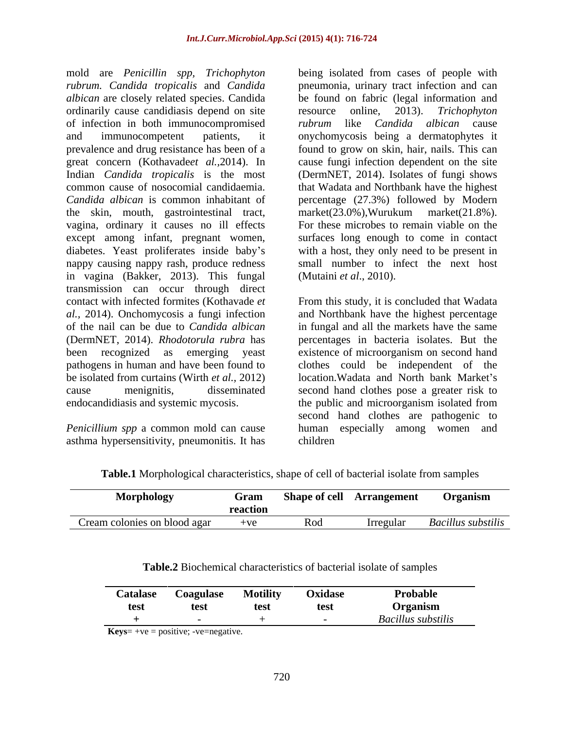mold are *Penicillin spp, Trichophyton rubrum. Candida tropicalis* and *Candida albican* are closely related species. Candida ordinarily cause candidiasis depend on site of infection in both immunocompromised and immunocompetent patients, it prevalence and drug resistance has been of a great concern (Kothavade*et al.,*2014). In Indian *Candida tropicalis* is the most common cause of nosocomial candidaemia. *Candida albican* is common inhabitant of the skin, mouth, gastrointestinal tract, vagina, ordinary it causes no ill effects except among infant, pregnant women, diabetes. Yeast proliferates inside baby's nappy causing nappy rash, produce redness in vagina (Bakker, 2013). This fungal transmission can occur through direct contact with infected formites (Kothavade *et al.,* 2014). Onchomycosis a fungi infection of the nail can be due to *Candida albican* (DermNET, 2014). *Rhodotorula rubra* has been recognized as emerging yeast pathogens in human and have been found to be isolated from curtains (Wirth *et al.,* 2012) cause menignitis, disseminated endocandidiasis and systemic mycosis.

*Penicillium spp* a common mold can cause asthma hypersensitivity, pneumonitis. It has being isolated from cases of people with pneumonia, urinary tract infection and can be found on fabric (legal information and resource online, 2013). *Trichophyton rubrum* like *Candida albican* cause onychomycosis being a dermatophytes it found to grow on skin, hair, nails. This can cause fungi infection dependent on the site (DermNET, 2014). Isolates of fungi shows that Wadata and Northbank have the highest percentage (27.3%) followed by Modern market(23.0%),Wurukum market(21.8%). For these microbes to remain viable on the surfaces long enough to come in contact with a host, they only need to be present in small number to infect the next host (Mutaini *et al*., 2010).

From this study, it is concluded that Wadata and Northbank have the highest percentage in fungal and all the markets have the same percentages in bacteria isolates. But the existence of microorganism on second hand clothes could be independent of the location.Wadata and North bank Market's second hand clothes pose a greater risk to the public and microorganism isolated from second hand clothes are pathogenic to human especially among women and children

**Table.1** Morphological characteristics, shape of cell of bacterial isolate from samples

| Morphology | Gram reaction | Shape of cell | Arrangement | Organism |
|---|---|---|---|---|
| Cream colonies on blood agar | +ve | Rod | Irregular | *Bacillus substilis* |

**Table.2** Biochemical characteristics of bacterial isolate of samples

| Catalase test | Coagulase test | Motility test | Oxidase test | Probable Organism |
|---|---|---|---|---|
| + | - | + | - | *Bacillus substilis* |

**Keys**= +ve = positive; -ve=negative.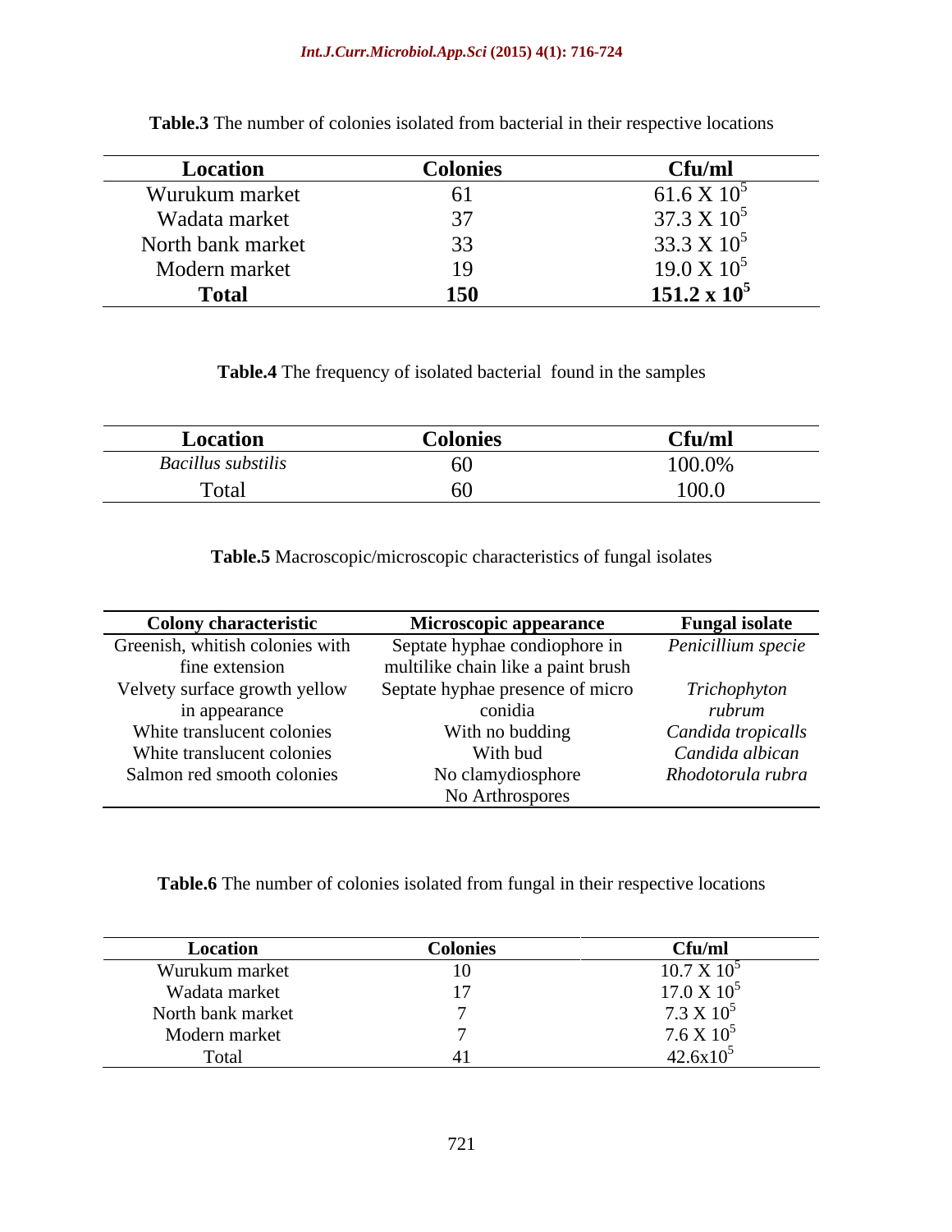**Table.3** The number of colonies isolated from bacterial in their respective locations

| Location | Colonies | Cfu/ml |
|---|---|---|
| Wurukum market | 61 | $61.6 \times 10^5$ |
| Wadata market | 37 | $37.3 \times 10^5$ |
| North bank market | 33 | $33.3 \times 10^5$ |
| Modern market | 19 | $19.0 \times 10^5$ |
| **Total** | **150** | $\mathbf{151.2 \times 10^5}$ |

**Table.4** The frequency of isolated bacterial found in the samples

| Location | Colonies | Cfu/ml |
|---|---|---|
| *Bacillus substilis* | 60 | 100.0% |
| Total | 60 | 100.0 |

**Table.5** Macroscopic/microscopic characteristics of fungal isolates

| Colony characteristic | Microscopic appearance | Fungal isolate |
|---|---|---|
| Greenish, whitish colonies with fine extension | Septate hyphae condiophore in multilike chain like a paint brush | *Penicillium specie* |
| Velvety surface growth yellow in appearance | Septate hyphae presence of micro conidia | *Trichophyton rubrum* |
| White translucent colonies | With no budding | *Candida tropicalls* |
| White translucent colonies | With bud | *Candida albican* |
| Salmon red smooth colonies | No clamydiosphore No Arthrospores | *Rhodotorula rubra* |

**Table.6** The number of colonies isolated from fungal in their respective locations

| Location | Colonies | Cfu/ml |
|---|---|---|
| Wurukum market | 10 | $10.7 \times 10^5$ |
| Wadata market | 17 | $17.0 \times 10^5$ |
| North bank market | 7 | $7.3 \times 10^5$ |
| Modern market | 7 | $7.6 \times 10^5$ |
| Total | 41 | $42.6 \times 10^5$ |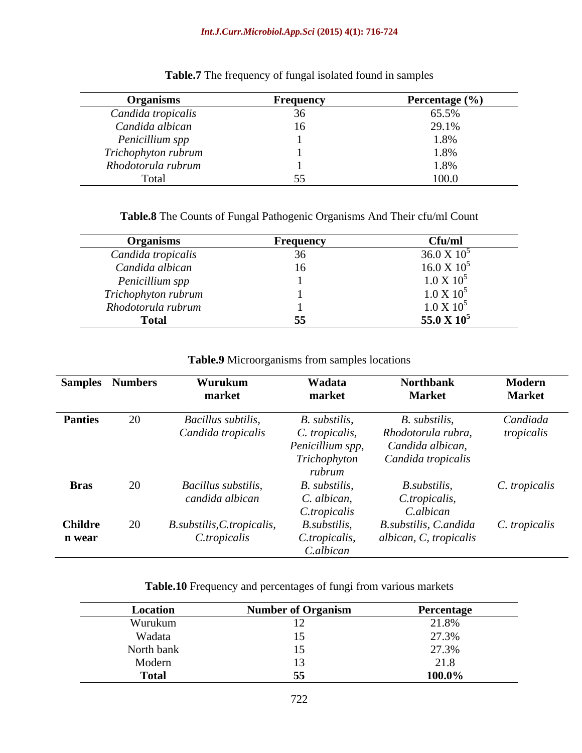**Table.7** The frequency of fungal isolated found in samples

| Organisms | Frequency | Percentage (%) |
|---|---|---|
| *Candida tropicalis* | 36 | 65.5% |
| *Candida albican* | 16 | 29.1% |
| *Penicillium spp* | 1 | 1.8% |
| *Trichophyton rubrum* | 1 | 1.8% |
| *Rhodotorula rubrum* | 1 | 1.8% |
| Total | 55 | 100.0 |

**Table.8** The Counts of Fungal Pathogenic Organisms And Their cfu/ml Count

| Organisms | Frequency | Cfu/ml |
|---|---|---|
| *Candida tropicalis* | 36 | $36.0 \times 10^5$ |
| *Candida albican* | 16 | $16.0 \times 10^5$ |
| *Penicillium spp* | 1 | $1.0 \times 10^5$ |
| *Trichophyton rubrum* | 1 | $1.0 \times 10^5$ |
| *Rhodotorula rubrum* | 1 | $1.0 \times 10^5$ |
| **Total** | **55** | $\mathbf{55.0 \times 10^5}$ |

**Table.9** Microorganisms from samples locations

| Samples | Numbers | Wurukum market | Wadata market | Northbank Market | Modern Market |
|---|---|---|---|---|---|
| **Panties** | 20 | *Bacillus subtilis, Candida tropicalis* | *B. substilis, C. tropicalis, Penicillium spp, Trichophyton rubrum* | *B. substilis, Rhodotorula rubra, Candida albican, Candida tropicalis* | *Candiada tropicalis* |
| **Bras** | 20 | *Bacillus substilis, candida albican* | *B. substilis, C. albican, C.tropicalis* | *B.substilis, C.tropicalis, C.albican* | *C. tropicalis* |
| **Children wear** | 20 | *B.substilis,C.tropicalis, C.tropicalis* | *B.substilis, C.tropicalis, C.albican* | *B.substilis, C.andida albican, C, tropicalis* | *C. tropicalis* |

**Table.10** Frequency and percentages of fungi from various markets

| Location | Number of Organism | Percentage |
|---|---|---|
| Wurukum | 12 | 21.8% |
| Wadata | 15 | 27.3% |
| North bank | 15 | 27.3% |
| Modern | 13 | 21.8 |
| **Total** | **55** | **100.0%** |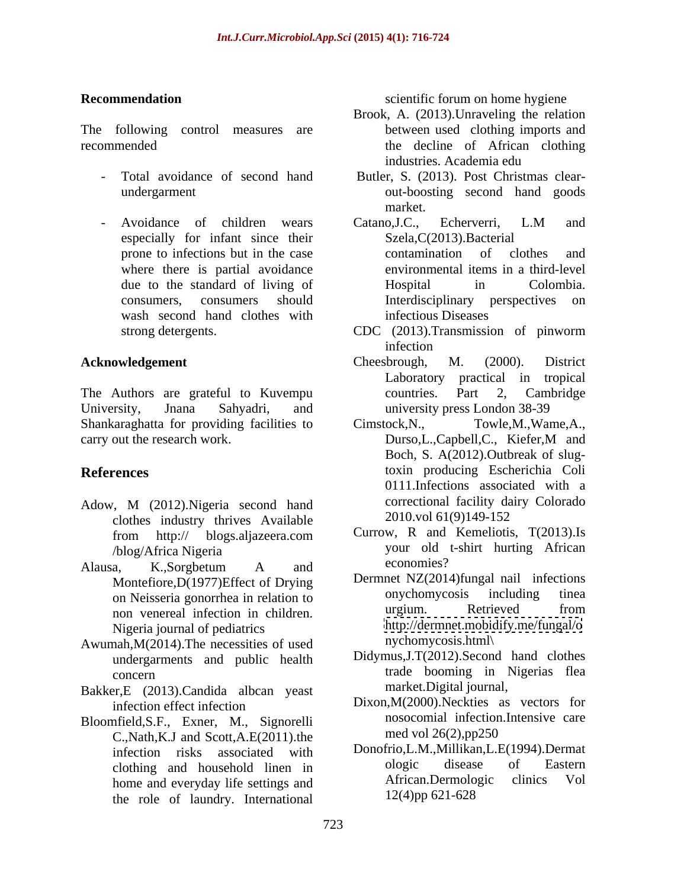## Recommendation

The following control measures are recommended

- Total avoidance of second hand undergarment
- Avoidance of children wears especially for infant since their prone to infections but in the case where there is partial avoidance due to the standard of living of consumers, consumers should wash second hand clothes with strong detergents.

## Acknowledgement

The Authors are grateful to Kuvempu University, Jnana Sahyadri, and Shankaraghatta for providing facilities to carry out the research work.

## References

Adow, M (2012).Nigeria second hand clothes industry thrives Available from http:// blogs.aljazeera.com /blog/Africa Nigeria

Alausa, K.,Sorgbetum A and Montefiore,D(1977)Effect of Drying on Neisseria gonorrhea in relation to non venereal infection in children. Nigeria journal of pediatrics

Awumah,M(2014).The necessities of used undergarments and public health concern

Bakker,E (2013).Candida albcan yeast infection effect infection

Bloomfield,S.F., Exner, M., Signorelli C.,Nath,K.J and Scott,A.E(2011).the infection risks associated with clothing and household linen in home and everyday life settings and the role of laundry. International scientific forum on home hygiene

Brook, A. (2013).Unraveling the relation between used clothing imports and the decline of African clothing industries. Academia edu

Butler, S. (2013). Post Christmas clear-out-boosting second hand goods market.

Catano,J.C., Echerverri, L.M and Szela,C(2013).Bacterial contamination of clothes and environmental items in a third-level Hospital in Colombia. Interdisciplinary perspectives on infectious Diseases

CDC (2013).Transmission of pinworm infection

Cheesbrough, M. (2000). District Laboratory practical in tropical countries. Part 2, Cambridge university press London 38-39

Cimstock,N., Towle,M.,Wame,A., Durso,L.,Capbell,C., Kiefer,M and Boch, S. A(2012).Outbreak of slug-toxin producing Escherichia Coli 0111.Infections associated with a correctional facility dairy Colorado 2010.vol 61(9)149-152

Currow, R and Kemeliotis, T(2013).Is your old t-shirt hurting African economies?

Dermnet NZ(2014)fungal nail infections onychomycosis including tinea urgium. Retrieved from http://dermnet.mobidify.me/fungal/onychomycosis.html\

Didymus,J.T(2012).Second hand clothes trade booming in Nigerias flea market.Digital journal,

Dixon,M(2000).Neckties as vectors for nosocomial infection.Intensive care med vol 26(2),pp250

Donofrio,L.M.,Millikan,L.E(1994).Dermatologic disease of Eastern African.Dermologic clinics Vol 12(4)pp 621-628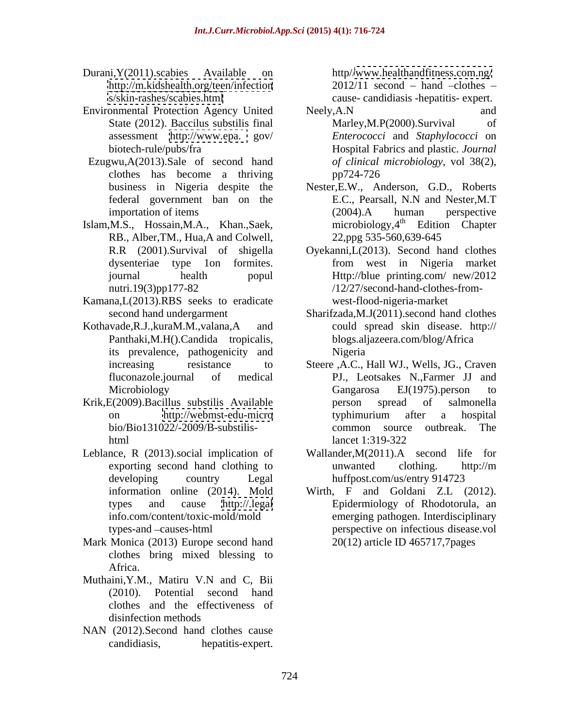Durani,Y(2011).scabies Available on http://m.kidshealth.org/teen/infections/skin-rashes/scabies.html

Environmental Protection Agency United State (2012). Baccilus substilis final assessment http://www.epa. gov/ biotech-rule/pubs/fra

Ezugwu,A(2013).Sale of second hand clothes has become a thriving business in Nigeria despite the federal government ban on the importation of items

Islam,M.S., Hossain,M.A., Khan.,Saek, RB., Alber,TM., Hua,A and Colwell, R.R (2001).Survival of shigella dysenteriae type 1on formites. journal health popul nutri.19(3)pp177-82

Kamana,L(2013).RBS seeks to eradicate second hand undergarment

Kothavade,R.J.,kuraM.M.,valana,A and Panthaki,M.H().Candida tropicalis, its prevalence, pathogenicity and increasing resistance to fluconazole.journal of medical Microbiology

Krik,E(2009).Bacillus substilis Available on http://webmst-edu-microbio/Bio131022/-2009/B-substilis-html

Leblance, R (2013).social implication of exporting second hand clothing to developing country Legal information online (2014). Mold types and cause http://.legalinfo.com/content/toxic-mold/mold types-and –causes-html

Mark Monica (2013) Europe second hand clothes bring mixed blessing to Africa.

Muthaini,Y.M., Matiru V.N and C, Bii (2010). Potential second hand clothes and the effectiveness of disinfection methods

NAN (2012).Second hand clothes cause candidiasis, hepatitis-expert. http//www.healthandfitness.com.ng/2012/11 second – hand –clothes – cause- candidiasis -hepatitis- expert.

Neely,A.N and Marley,M.P(2000).Survival of *Enterococci* and *Staphylococci* on Hospital Fabrics and plastic. *Journal of clinical microbiology*, vol 38(2), pp724-726

Nester,E.W., Anderson, G.D., Roberts E.C., Pearsall, N.N and Nester,M.T (2004).A human perspective microbiology,4th Edition Chapter 22,ppg 535-560,639-645

Oyekanni,L(2013). Second hand clothes from west in Nigeria market Http://blue printing.com/ new/2012 /12/27/second-hand-clothes-from-west-flood-nigeria-market

Sharifzada,M.J(2011).second hand clothes could spread skin disease. http:// blogs.aljazeera.com/blog/Africa Nigeria

Steere ,A.C., Hall WJ., Wells, JG., Craven PJ., Leotsakes N.,Farmer JJ and Gangarosa EJ(1975).person to person spread of salmonella typhimurium after a hospital common source outbreak. The lancet 1:319-322

Wallander,M(2011).A second life for unwanted clothing. http://m huffpost.com/us/entry 914723

Wirth, F and Goldani Z.L (2012). Epidermiology of Rhodotorula, an emerging pathogen. Interdisciplinary perspective on infectious disease.vol 20(12) article ID 465717,7pages